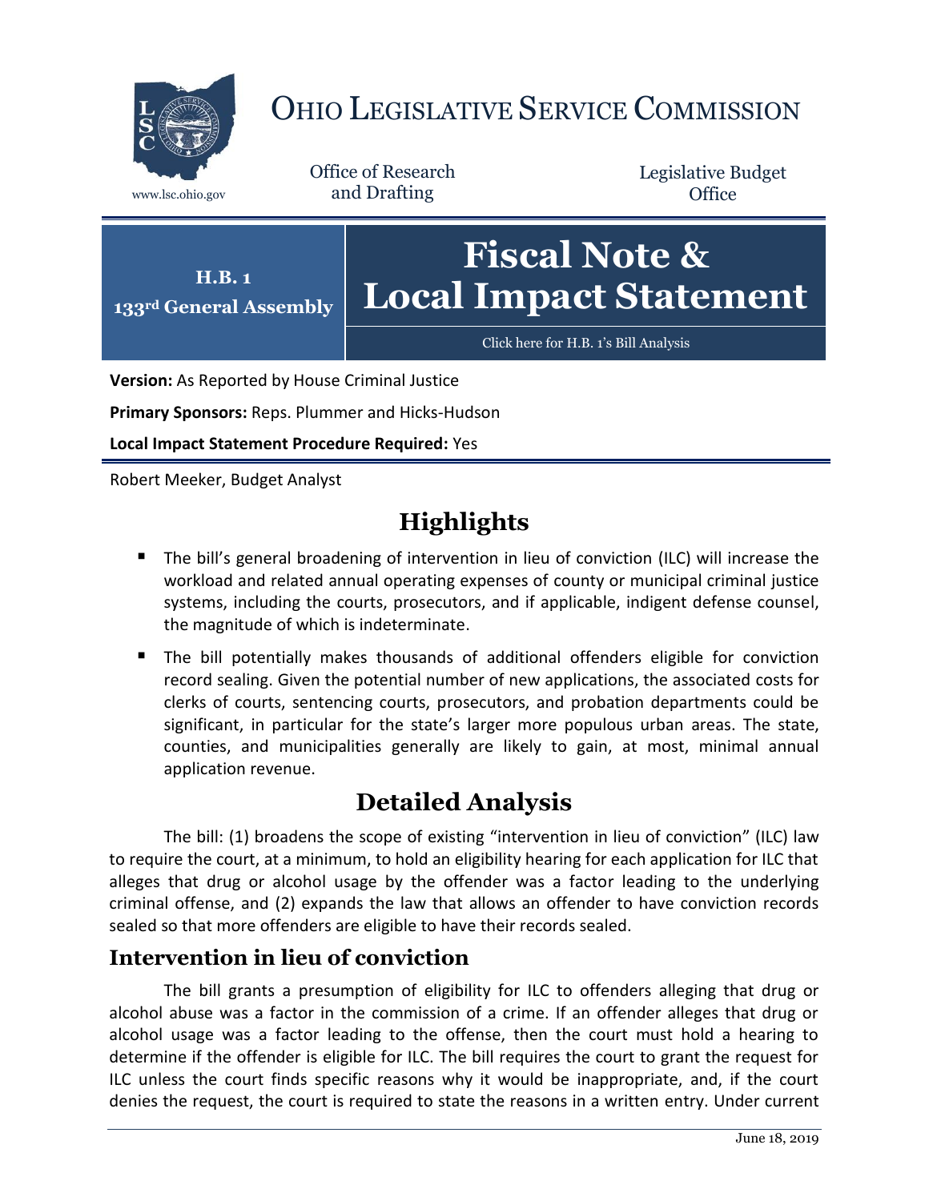# OHIO LEGISLATIVE SERVICE COMMISSION

www.lsc.ohio.gov

Office of Research and Drafting

Legislative Budget Office

**H.B. 1**
**133rd General Assembly**

# Fiscal Note & Local Impact Statement

Click here for H.B. 1's Bill Analysis

**Version:** As Reported by House Criminal Justice

**Primary Sponsors:** Reps. Plummer and Hicks-Hudson

**Local Impact Statement Procedure Required:** Yes

Robert Meeker, Budget Analyst

## Highlights

- The bill's general broadening of intervention in lieu of conviction (ILC) will increase the workload and related annual operating expenses of county or municipal criminal justice systems, including the courts, prosecutors, and if applicable, indigent defense counsel, the magnitude of which is indeterminate.
- The bill potentially makes thousands of additional offenders eligible for conviction record sealing. Given the potential number of new applications, the associated costs for clerks of courts, sentencing courts, prosecutors, and probation departments could be significant, in particular for the state's larger more populous urban areas. The state, counties, and municipalities generally are likely to gain, at most, minimal annual application revenue.

## Detailed Analysis

The bill: (1) broadens the scope of existing "intervention in lieu of conviction" (ILC) law to require the court, at a minimum, to hold an eligibility hearing for each application for ILC that alleges that drug or alcohol usage by the offender was a factor leading to the underlying criminal offense, and (2) expands the law that allows an offender to have conviction records sealed so that more offenders are eligible to have their records sealed.

### Intervention in lieu of conviction

The bill grants a presumption of eligibility for ILC to offenders alleging that drug or alcohol abuse was a factor in the commission of a crime. If an offender alleges that drug or alcohol usage was a factor leading to the offense, then the court must hold a hearing to determine if the offender is eligible for ILC. The bill requires the court to grant the request for ILC unless the court finds specific reasons why it would be inappropriate, and, if the court denies the request, the court is required to state the reasons in a written entry. Under current

June 18, 2019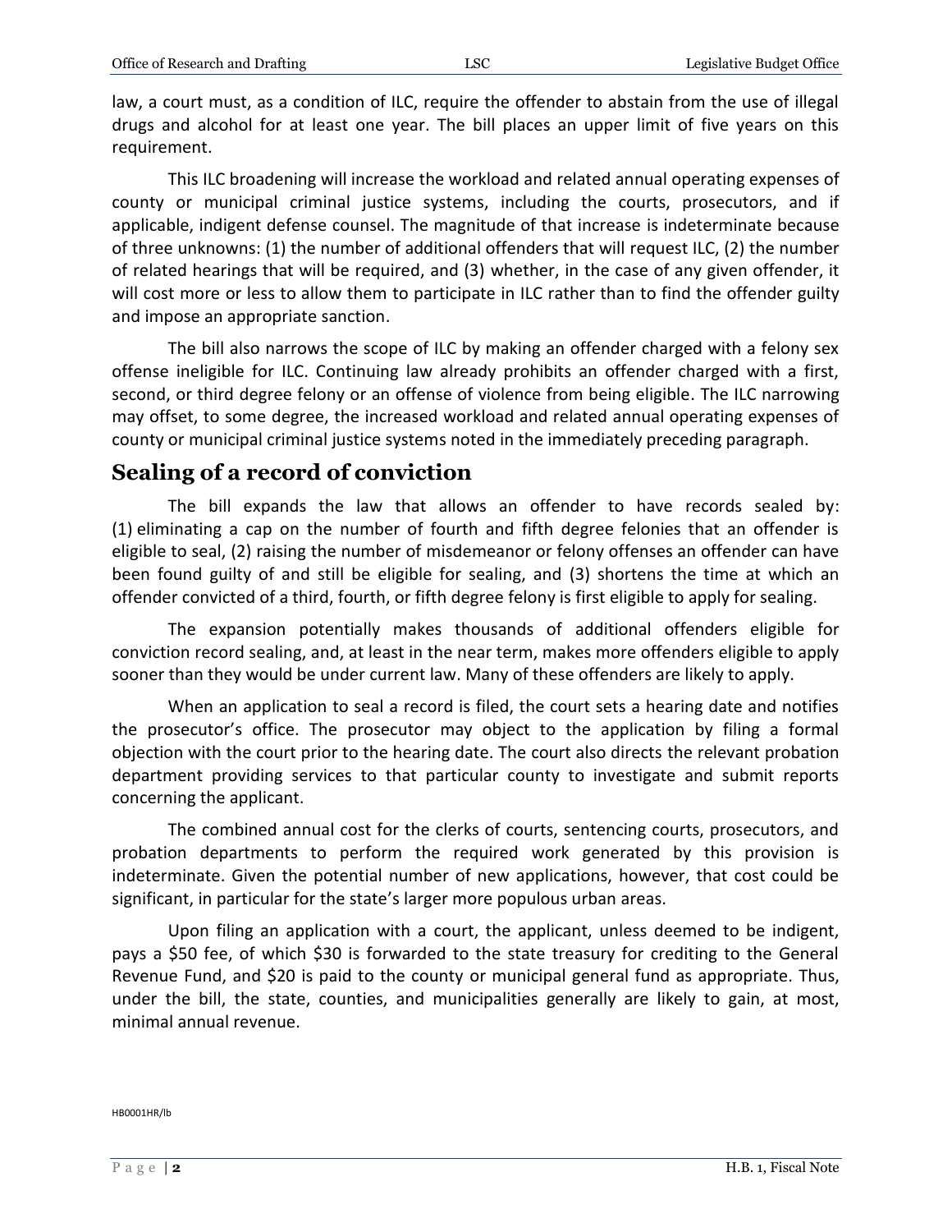law, a court must, as a condition of ILC, require the offender to abstain from the use of illegal drugs and alcohol for at least one year. The bill places an upper limit of five years on this requirement.

This ILC broadening will increase the workload and related annual operating expenses of county or municipal criminal justice systems, including the courts, prosecutors, and if applicable, indigent defense counsel. The magnitude of that increase is indeterminate because of three unknowns: (1) the number of additional offenders that will request ILC, (2) the number of related hearings that will be required, and (3) whether, in the case of any given offender, it will cost more or less to allow them to participate in ILC rather than to find the offender guilty and impose an appropriate sanction.

The bill also narrows the scope of ILC by making an offender charged with a felony sex offense ineligible for ILC. Continuing law already prohibits an offender charged with a first, second, or third degree felony or an offense of violence from being eligible. The ILC narrowing may offset, to some degree, the increased workload and related annual operating expenses of county or municipal criminal justice systems noted in the immediately preceding paragraph.

## Sealing of a record of conviction

The bill expands the law that allows an offender to have records sealed by: (1) eliminating a cap on the number of fourth and fifth degree felonies that an offender is eligible to seal, (2) raising the number of misdemeanor or felony offenses an offender can have been found guilty of and still be eligible for sealing, and (3) shortens the time at which an offender convicted of a third, fourth, or fifth degree felony is first eligible to apply for sealing.

The expansion potentially makes thousands of additional offenders eligible for conviction record sealing, and, at least in the near term, makes more offenders eligible to apply sooner than they would be under current law. Many of these offenders are likely to apply.

When an application to seal a record is filed, the court sets a hearing date and notifies the prosecutor's office. The prosecutor may object to the application by filing a formal objection with the court prior to the hearing date. The court also directs the relevant probation department providing services to that particular county to investigate and submit reports concerning the applicant.

The combined annual cost for the clerks of courts, sentencing courts, prosecutors, and probation departments to perform the required work generated by this provision is indeterminate. Given the potential number of new applications, however, that cost could be significant, in particular for the state's larger more populous urban areas.

Upon filing an application with a court, the applicant, unless deemed to be indigent, pays a $50 fee, of which $30 is forwarded to the state treasury for crediting to the General Revenue Fund, and $20 is paid to the county or municipal general fund as appropriate. Thus, under the bill, the state, counties, and municipalities generally are likely to gain, at most, minimal annual revenue.

HB0001HR/lb